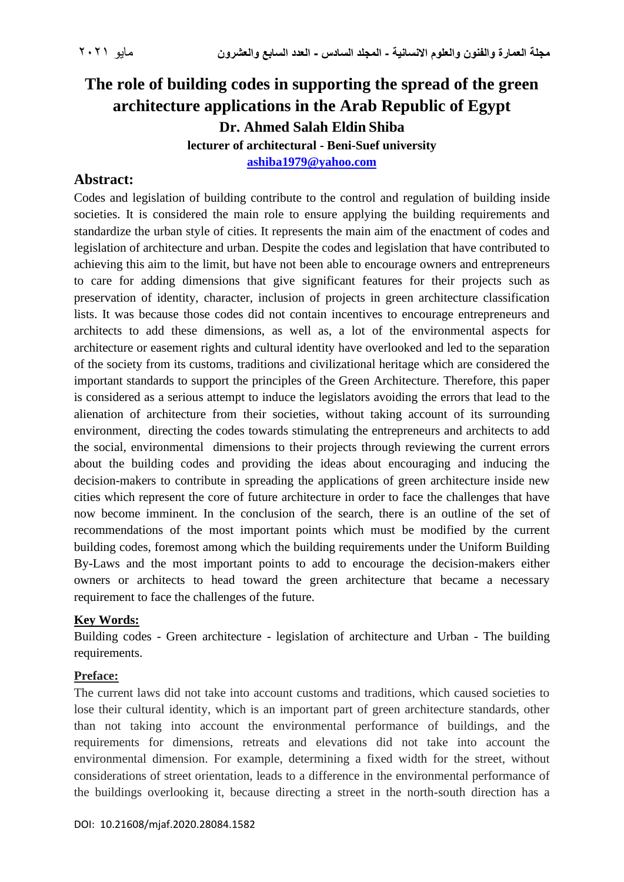# The role of building codes in supporting the spread of the green architecture applications in the Arab Republic of Egypt

**Dr. Ahmed Salah Eldin Shiba**

**lecturer of architectural - Beni-Suef university**

**ashiba1979@yahoo.com**

## Abstract:

Codes and legislation of building contribute to the control and regulation of building inside societies. It is considered the main role to ensure applying the building requirements and standardize the urban style of cities. It represents the main aim of the enactment of codes and legislation of architecture and urban. Despite the codes and legislation that have contributed to achieving this aim to the limit, but have not been able to encourage owners and entrepreneurs to care for adding dimensions that give significant features for their projects such as preservation of identity, character, inclusion of projects in green architecture classification lists. It was because those codes did not contain incentives to encourage entrepreneurs and architects to add these dimensions, as well as, a lot of the environmental aspects for architecture or easement rights and cultural identity have overlooked and led to the separation of the society from its customs, traditions and civilizational heritage which are considered the important standards to support the principles of the Green Architecture. Therefore, this paper is considered as a serious attempt to induce the legislators avoiding the errors that lead to the alienation of architecture from their societies, without taking account of its surrounding environment, directing the codes towards stimulating the entrepreneurs and architects to add the social, environmental dimensions to their projects through reviewing the current errors about the building codes and providing the ideas about encouraging and inducing the decision-makers to contribute in spreading the applications of green architecture inside new cities which represent the core of future architecture in order to face the challenges that have now become imminent. In the conclusion of the search, there is an outline of the set of recommendations of the most important points which must be modified by the current building codes, foremost among which the building requirements under the Uniform Building By-Laws and the most important points to add to encourage the decision-makers either owners or architects to head toward the green architecture that became a necessary requirement to face the challenges of the future.

**Key Words:**

Building codes - Green architecture - legislation of architecture and Urban - The building requirements.

**Preface:**

The current laws did not take into account customs and traditions, which caused societies to lose their cultural identity, which is an important part of green architecture standards, other than not taking into account the environmental performance of buildings, and the requirements for dimensions, retreats and elevations did not take into account the environmental dimension. For example, determining a fixed width for the street, without considerations of street orientation, leads to a difference in the environmental performance of the buildings overlooking it, because directing a street in the north-south direction has a

DOI: 10.21608/mjaf.2020.28084.1582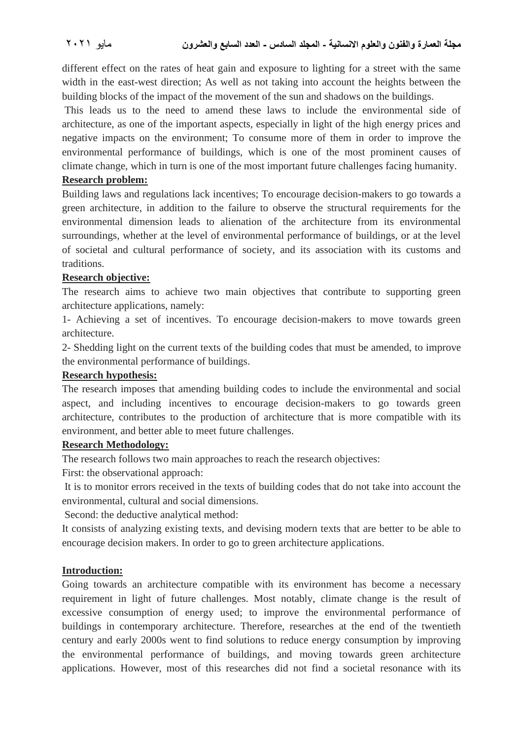different effect on the rates of heat gain and exposure to lighting for a street with the same width in the east-west direction; As well as not taking into account the heights between the building blocks of the impact of the movement of the sun and shadows on the buildings.

This leads us to the need to amend these laws to include the environmental side of architecture, as one of the important aspects, especially in light of the high energy prices and negative impacts on the environment; To consume more of them in order to improve the environmental performance of buildings, which is one of the most prominent causes of climate change, which in turn is one of the most important future challenges facing humanity.

**Research problem:**

Building laws and regulations lack incentives; To encourage decision-makers to go towards a green architecture, in addition to the failure to observe the structural requirements for the environmental dimension leads to alienation of the architecture from its environmental surroundings, whether at the level of environmental performance of buildings, or at the level of societal and cultural performance of society, and its association with its customs and traditions.

**Research objective:**

The research aims to achieve two main objectives that contribute to supporting green architecture applications, namely:

1- Achieving a set of incentives. To encourage decision-makers to move towards green architecture.

2- Shedding light on the current texts of the building codes that must be amended, to improve the environmental performance of buildings.

**Research hypothesis:**

The research imposes that amending building codes to include the environmental and social aspect, and including incentives to encourage decision-makers to go towards green architecture, contributes to the production of architecture that is more compatible with its environment, and better able to meet future challenges.

**Research Methodology:**

The research follows two main approaches to reach the research objectives:

First: the observational approach:

It is to monitor errors received in the texts of building codes that do not take into account the environmental, cultural and social dimensions.

Second: the deductive analytical method:

It consists of analyzing existing texts, and devising modern texts that are better to be able to encourage decision makers. In order to go to green architecture applications.

**Introduction:**

Going towards an architecture compatible with its environment has become a necessary requirement in light of future challenges. Most notably, climate change is the result of excessive consumption of energy used; to improve the environmental performance of buildings in contemporary architecture. Therefore, researches at the end of the twentieth century and early 2000s went to find solutions to reduce energy consumption by improving the environmental performance of buildings, and moving towards green architecture applications. However, most of this researches did not find a societal resonance with its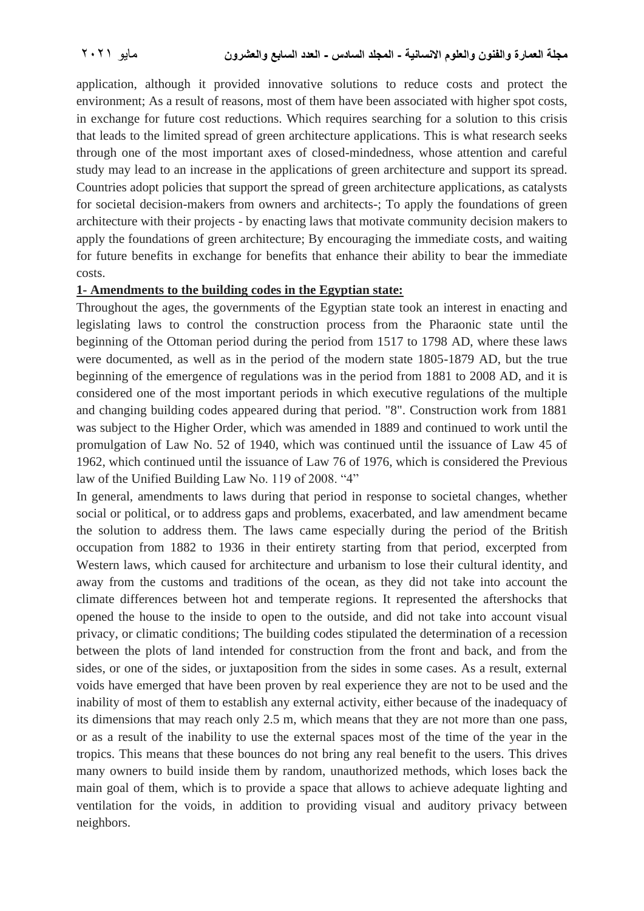application, although it provided innovative solutions to reduce costs and protect the environment; As a result of reasons, most of them have been associated with higher spot costs, in exchange for future cost reductions. Which requires searching for a solution to this crisis that leads to the limited spread of green architecture applications. This is what research seeks through one of the most important axes of closed-mindedness, whose attention and careful study may lead to an increase in the applications of green architecture and support its spread. Countries adopt policies that support the spread of green architecture applications, as catalysts for societal decision-makers from owners and architects-; To apply the foundations of green architecture with their projects - by enacting laws that motivate community decision makers to apply the foundations of green architecture; By encouraging the immediate costs, and waiting for future benefits in exchange for benefits that enhance their ability to bear the immediate costs.

**1- Amendments to the building codes in the Egyptian state:**

Throughout the ages, the governments of the Egyptian state took an interest in enacting and legislating laws to control the construction process from the Pharaonic state until the beginning of the Ottoman period during the period from 1517 to 1798 AD, where these laws were documented, as well as in the period of the modern state 1805-1879 AD, but the true beginning of the emergence of regulations was in the period from 1881 to 2008 AD, and it is considered one of the most important periods in which executive regulations of the multiple and changing building codes appeared during that period. "8". Construction work from 1881 was subject to the Higher Order, which was amended in 1889 and continued to work until the promulgation of Law No. 52 of 1940, which was continued until the issuance of Law 45 of 1962, which continued until the issuance of Law 76 of 1976, which is considered the Previous law of the Unified Building Law No. 119 of 2008. "4"

In general, amendments to laws during that period in response to societal changes, whether social or political, or to address gaps and problems, exacerbated, and law amendment became the solution to address them. The laws came especially during the period of the British occupation from 1882 to 1936 in their entirety starting from that period, excerpted from Western laws, which caused for architecture and urbanism to lose their cultural identity, and away from the customs and traditions of the ocean, as they did not take into account the climate differences between hot and temperate regions. It represented the aftershocks that opened the house to the inside to open to the outside, and did not take into account visual privacy, or climatic conditions; The building codes stipulated the determination of a recession between the plots of land intended for construction from the front and back, and from the sides, or one of the sides, or juxtaposition from the sides in some cases. As a result, external voids have emerged that have been proven by real experience they are not to be used and the inability of most of them to establish any external activity, either because of the inadequacy of its dimensions that may reach only 2.5 m, which means that they are not more than one pass, or as a result of the inability to use the external spaces most of the time of the year in the tropics. This means that these bounces do not bring any real benefit to the users. This drives many owners to build inside them by random, unauthorized methods, which loses back the main goal of them, which is to provide a space that allows to achieve adequate lighting and ventilation for the voids, in addition to providing visual and auditory privacy between neighbors.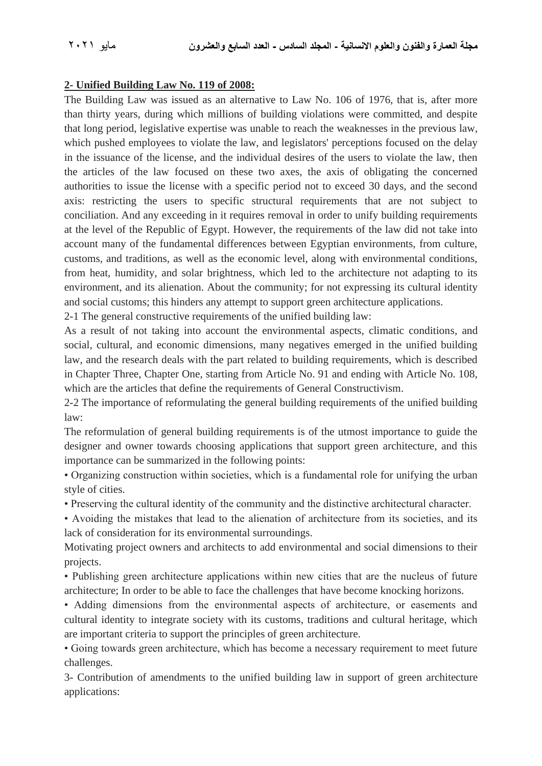## 2- Unified Building Law No. 119 of 2008:

The Building Law was issued as an alternative to Law No. 106 of 1976, that is, after more than thirty years, during which millions of building violations were committed, and despite that long period, legislative expertise was unable to reach the weaknesses in the previous law, which pushed employees to violate the law, and legislators' perceptions focused on the delay in the issuance of the license, and the individual desires of the users to violate the law, then the articles of the law focused on these two axes, the axis of obligating the concerned authorities to issue the license with a specific period not to exceed 30 days, and the second axis: restricting the users to specific structural requirements that are not subject to conciliation. And any exceeding in it requires removal in order to unify building requirements at the level of the Republic of Egypt. However, the requirements of the law did not take into account many of the fundamental differences between Egyptian environments, from culture, customs, and traditions, as well as the economic level, along with environmental conditions, from heat, humidity, and solar brightness, which led to the architecture not adapting to its environment, and its alienation. About the community; for not expressing its cultural identity and social customs; this hinders any attempt to support green architecture applications.

2-1 The general constructive requirements of the unified building law:

As a result of not taking into account the environmental aspects, climatic conditions, and social, cultural, and economic dimensions, many negatives emerged in the unified building law, and the research deals with the part related to building requirements, which is described in Chapter Three, Chapter One, starting from Article No. 91 and ending with Article No. 108, which are the articles that define the requirements of General Constructivism.

2-2 The importance of reformulating the general building requirements of the unified building law:

The reformulation of general building requirements is of the utmost importance to guide the designer and owner towards choosing applications that support green architecture, and this importance can be summarized in the following points:

• Organizing construction within societies, which is a fundamental role for unifying the urban style of cities.

• Preserving the cultural identity of the community and the distinctive architectural character.

• Avoiding the mistakes that lead to the alienation of architecture from its societies, and its lack of consideration for its environmental surroundings.

Motivating project owners and architects to add environmental and social dimensions to their projects.

• Publishing green architecture applications within new cities that are the nucleus of future architecture; In order to be able to face the challenges that have become knocking horizons.

• Adding dimensions from the environmental aspects of architecture, or easements and cultural identity to integrate society with its customs, traditions and cultural heritage, which are important criteria to support the principles of green architecture.

• Going towards green architecture, which has become a necessary requirement to meet future challenges.

3- Contribution of amendments to the unified building law in support of green architecture applications: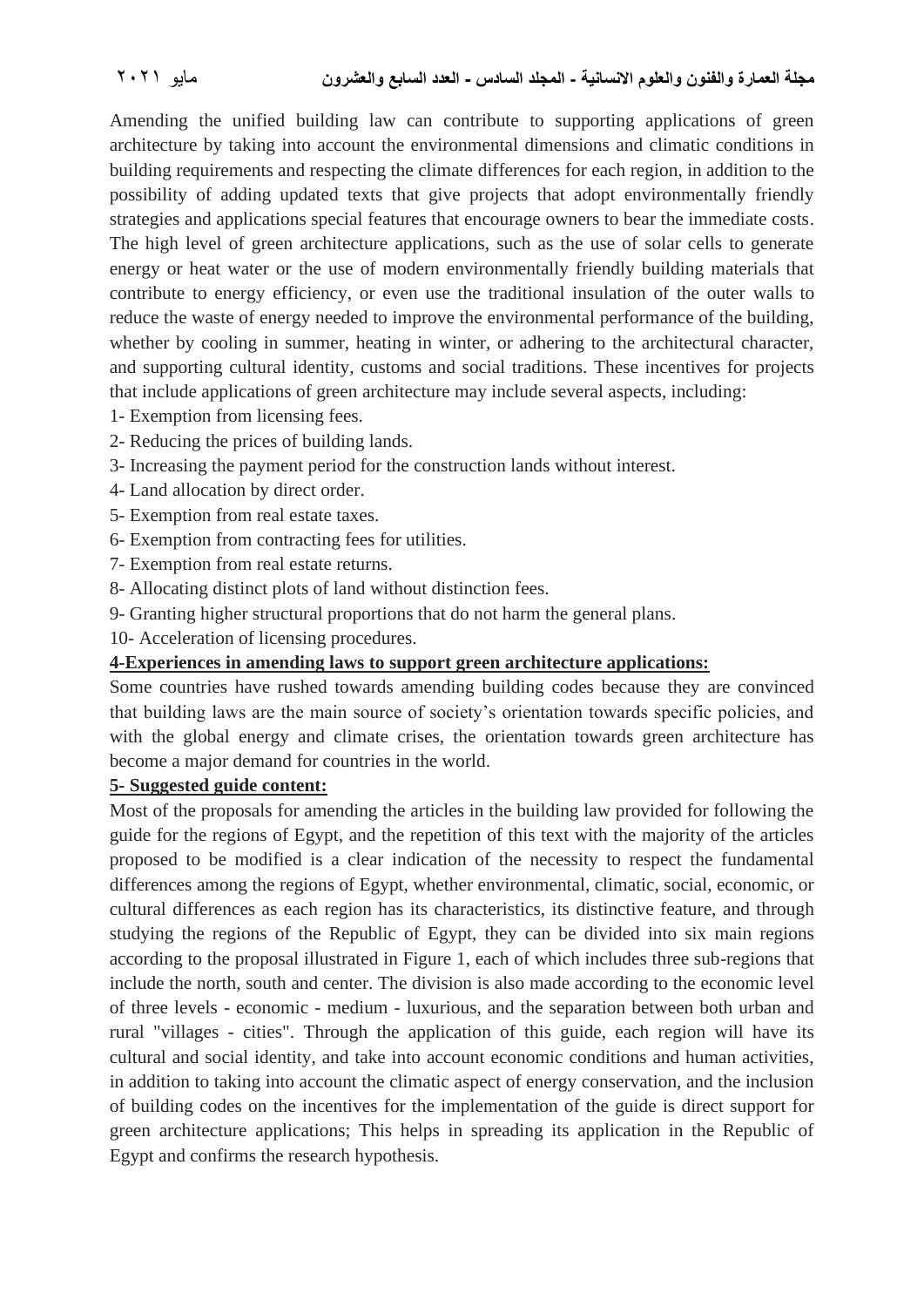Amending the unified building law can contribute to supporting applications of green architecture by taking into account the environmental dimensions and climatic conditions in building requirements and respecting the climate differences for each region, in addition to the possibility of adding updated texts that give projects that adopt environmentally friendly strategies and applications special features that encourage owners to bear the immediate costs. The high level of green architecture applications, such as the use of solar cells to generate energy or heat water or the use of modern environmentally friendly building materials that contribute to energy efficiency, or even use the traditional insulation of the outer walls to reduce the waste of energy needed to improve the environmental performance of the building, whether by cooling in summer, heating in winter, or adhering to the architectural character, and supporting cultural identity, customs and social traditions. These incentives for projects that include applications of green architecture may include several aspects, including:

1- Exemption from licensing fees.
2- Reducing the prices of building lands.
3- Increasing the payment period for the construction lands without interest.
4- Land allocation by direct order.
5- Exemption from real estate taxes.
6- Exemption from contracting fees for utilities.
7- Exemption from real estate returns.
8- Allocating distinct plots of land without distinction fees.
9- Granting higher structural proportions that do not harm the general plans.
10- Acceleration of licensing procedures.

## 4-Experiences in amending laws to support green architecture applications:

Some countries have rushed towards amending building codes because they are convinced that building laws are the main source of society's orientation towards specific policies, and with the global energy and climate crises, the orientation towards green architecture has become a major demand for countries in the world.

## 5- Suggested guide content:

Most of the proposals for amending the articles in the building law provided for following the guide for the regions of Egypt, and the repetition of this text with the majority of the articles proposed to be modified is a clear indication of the necessity to respect the fundamental differences among the regions of Egypt, whether environmental, climatic, social, economic, or cultural differences as each region has its characteristics, its distinctive feature, and through studying the regions of the Republic of Egypt, they can be divided into six main regions according to the proposal illustrated in Figure 1, each of which includes three sub-regions that include the north, south and center. The division is also made according to the economic level of three levels - economic - medium - luxurious, and the separation between both urban and rural "villages - cities". Through the application of this guide, each region will have its cultural and social identity, and take into account economic conditions and human activities, in addition to taking into account the climatic aspect of energy conservation, and the inclusion of building codes on the incentives for the implementation of the guide is direct support for green architecture applications; This helps in spreading its application in the Republic of Egypt and confirms the research hypothesis.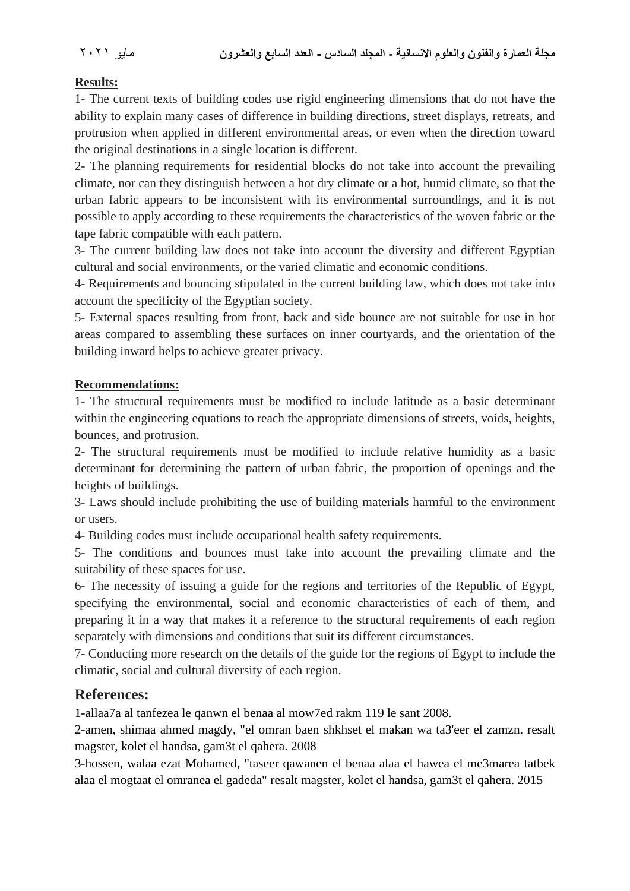**Results:**

1- The current texts of building codes use rigid engineering dimensions that do not have the ability to explain many cases of difference in building directions, street displays, retreats, and protrusion when applied in different environmental areas, or even when the direction toward the original destinations in a single location is different.

2- The planning requirements for residential blocks do not take into account the prevailing climate, nor can they distinguish between a hot dry climate or a hot, humid climate, so that the urban fabric appears to be inconsistent with its environmental surroundings, and it is not possible to apply according to these requirements the characteristics of the woven fabric or the tape fabric compatible with each pattern.

3- The current building law does not take into account the diversity and different Egyptian cultural and social environments, or the varied climatic and economic conditions.

4- Requirements and bouncing stipulated in the current building law, which does not take into account the specificity of the Egyptian society.

5- External spaces resulting from front, back and side bounce are not suitable for use in hot areas compared to assembling these surfaces on inner courtyards, and the orientation of the building inward helps to achieve greater privacy.

**Recommendations:**

1- The structural requirements must be modified to include latitude as a basic determinant within the engineering equations to reach the appropriate dimensions of streets, voids, heights, bounces, and protrusion.

2- The structural requirements must be modified to include relative humidity as a basic determinant for determining the pattern of urban fabric, the proportion of openings and the heights of buildings.

3- Laws should include prohibiting the use of building materials harmful to the environment or users.

4- Building codes must include occupational health safety requirements.

5- The conditions and bounces must take into account the prevailing climate and the suitability of these spaces for use.

6- The necessity of issuing a guide for the regions and territories of the Republic of Egypt, specifying the environmental, social and economic characteristics of each of them, and preparing it in a way that makes it a reference to the structural requirements of each region separately with dimensions and conditions that suit its different circumstances.

7- Conducting more research on the details of the guide for the regions of Egypt to include the climatic, social and cultural diversity of each region.

## References:

1-allaa7a al tanfezea le qanwn el benaa al mow7ed rakm 119 le sant 2008.

2-amen, shimaa ahmed magdy, "el omran baen shkhset el makan wa ta3'eer el zamzn. resalt magster, kolet el handsa, gam3t el qahera. 2008

3-hossen, walaa ezat Mohamed, "taseer qawanen el benaa alaa el hawea el me3marea tatbek alaa el mogtaat el omranea el gadeda" resalt magster, kolet el handsa, gam3t el qahera. 2015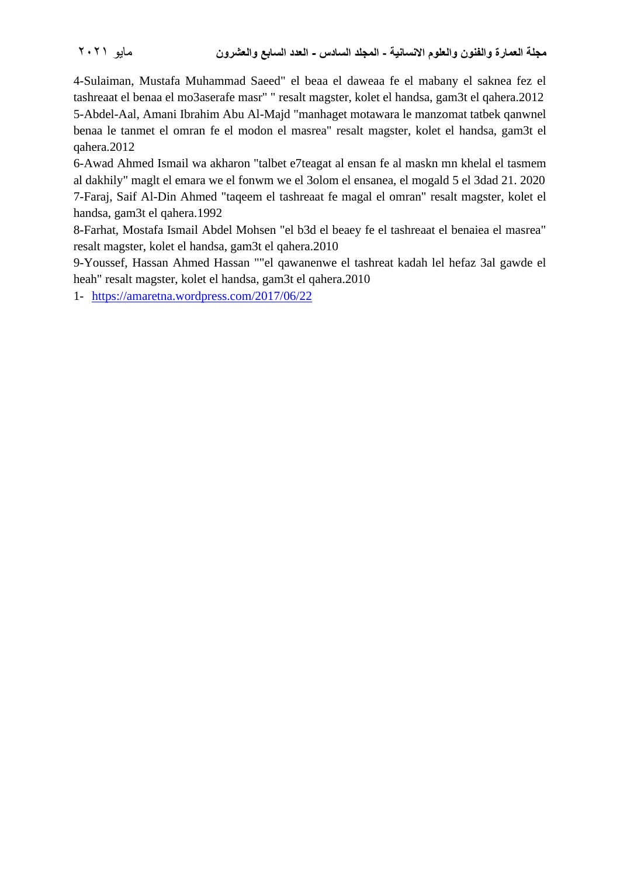4-Sulaiman, Mustafa Muhammad Saeed" el beaa el daweaa fe el mabany el saknea fez el tashreaat el benaa el mo3aserafe masr" " resalt magster, kolet el handsa, gam3t el qahera.2012

5-Abdel-Aal, Amani Ibrahim Abu Al-Majd "manhaget motawara le manzomat tatbek qanwnel benaa le tanmet el omran fe el modon el masrea" resalt magster, kolet el handsa, gam3t el qahera.2012

6-Awad Ahmed Ismail wa akharon "talbet e7teagat al ensan fe al maskn mn khelal el tasmem al dakhily" maglt el emara we el fonwm we el 3olom el ensanea, el mogald 5 el 3dad 21. 2020

7-Faraj, Saif Al-Din Ahmed "taqeem el tashreaat fe magal el omran" resalt magster, kolet el handsa, gam3t el qahera.1992

8-Farhat, Mostafa Ismail Abdel Mohsen "el b3d el beaey fe el tashreaat el benaiea el masrea" resalt magster, kolet el handsa, gam3t el qahera.2010

9-Youssef, Hassan Ahmed Hassan ""el qawanenwe el tashreat kadah lel hefaz 3al gawde el heah" resalt magster, kolet el handsa, gam3t el qahera.2010

1- https://amaretna.wordpress.com/2017/06/22